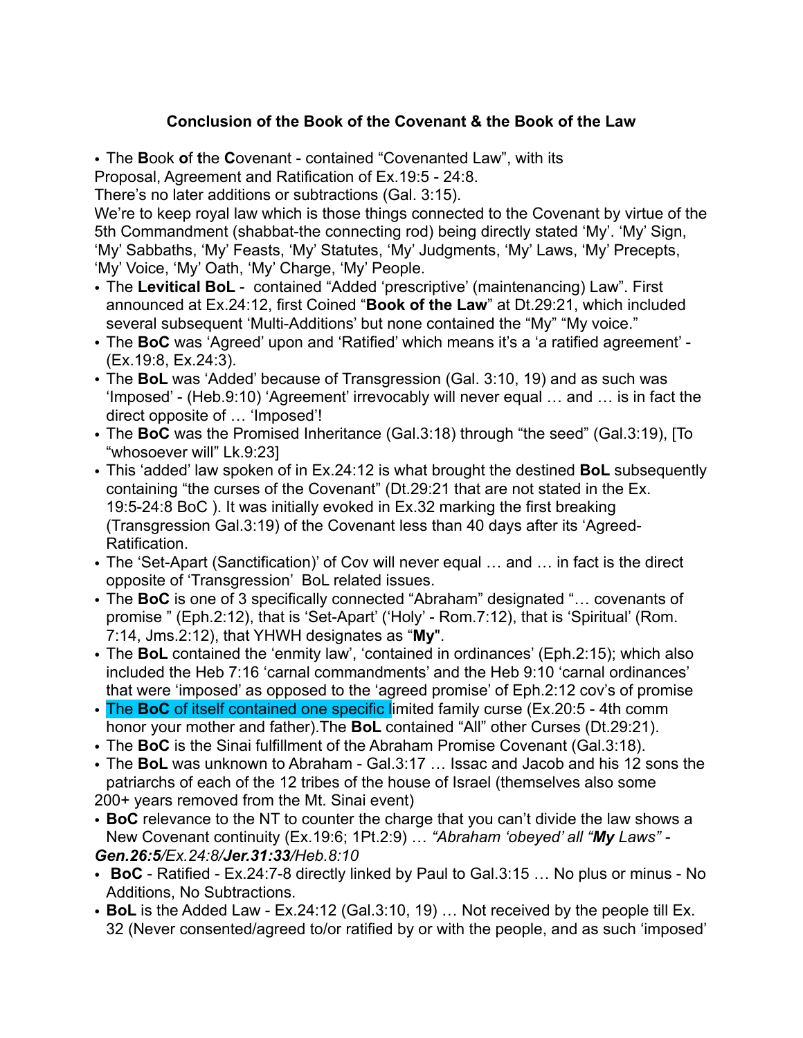**Conclusion of the Book of the Covenant & the Book of the Law**

- The **B**ook **o**f **t**he **C**ovenant - contained “Covenanted Law”, with its Proposal, Agreement and Ratification of Ex.19:5 - 24:8.

There’s no later additions or subtractions (Gal. 3:15).

We’re to keep royal law which is those things connected to the Covenant by virtue of the 5th Commandment (shabbat-the connecting rod) being directly stated ‘My’. ‘My’ Sign, ‘My’ Sabbaths, ‘My’ Feasts, ‘My’ Statutes, ‘My’ Judgments, ‘My’ Laws, ‘My’ Precepts, ‘My’ Voice, ‘My’ Oath, ‘My’ Charge, ‘My’ People.

- The **Levitical BoL** - contained “Added ‘prescriptive’ (maintenancing) Law”. First announced at Ex.24:12, first Coined “**Book of the Law**” at Dt.29:21, which included several subsequent ‘Multi-Additions’ but none contained the “My” “My voice.”
- The **BoC** was ‘Agreed’ upon and ‘Ratified’ which means it’s a ‘a ratified agreement’ - (Ex.19:8, Ex.24:3).
- The **BoL** was ‘Added’ because of Transgression (Gal. 3:10, 19) and as such was ‘Imposed’ - (Heb.9:10) ‘Agreement’ irrevocably will never equal … and … is in fact the direct opposite of … ‘Imposed’!
- The **BoC** was the Promised Inheritance (Gal.3:18) through “the seed” (Gal.3:19), [To “whosoever will” Lk.9:23]
- This ‘added’ law spoken of in Ex.24:12 is what brought the destined **BoL** subsequently containing “the curses of the Covenant” (Dt.29:21 that are not stated in the Ex. 19:5-24:8 BoC ). It was initially evoked in Ex.32 marking the first breaking (Transgression Gal.3:19) of the Covenant less than 40 days after its ‘Agreed-Ratification.
- The ‘Set-Apart (Sanctification)’ of Cov will never equal … and … in fact is the direct opposite of ‘Transgression’ BoL related issues.
- The **BoC** is one of 3 specifically connected “Abraham” designated “… covenants of promise ” (Eph.2:12), that is ‘Set-Apart’ (‘Holy’ - Rom.7:12), that is ‘Spiritual’ (Rom. 7:14, Jms.2:12), that YHWH designates as “**My**”.
- The **BoL** contained the ‘enmity law’, ‘contained in ordinances’ (Eph.2:15); which also included the Heb 7:16 ‘carnal commandments’ and the Heb 9:10 ‘carnal ordinances’ that were ‘imposed’ as opposed to the ‘agreed promise’ of Eph.2:12 cov’s of promise
- The **BoC** of itself contained one specific limited family curse (Ex.20:5 - 4th comm honor your mother and father).The **BoL** contained “All” other Curses (Dt.29:21).
- The **BoC** is the Sinai fulfillment of the Abraham Promise Covenant (Gal.3:18).
- The **BoL** was unknown to Abraham - Gal.3:17 … Issac and Jacob and his 12 sons the patriarchs of each of the 12 tribes of the house of Israel (themselves also some 200+ years removed from the Mt. Sinai event)
- **BoC** relevance to the NT to counter the charge that you can’t divide the law shows a New Covenant continuity (Ex.19:6; 1Pt.2:9) … *“Abraham ‘obeyed’ all “**My** Laws”* - ***Gen.26:5****/Ex.24:8/****Jer.31:33****/Heb.8:10*
- **BoC** - Ratified - Ex.24:7-8 directly linked by Paul to Gal.3:15 … No plus or minus - No Additions, No Subtractions.
- **BoL** is the Added Law - Ex.24:12 (Gal.3:10, 19) … Not received by the people till Ex. 32 (Never consented/agreed to/or ratified by or with the people, and as such ‘imposed’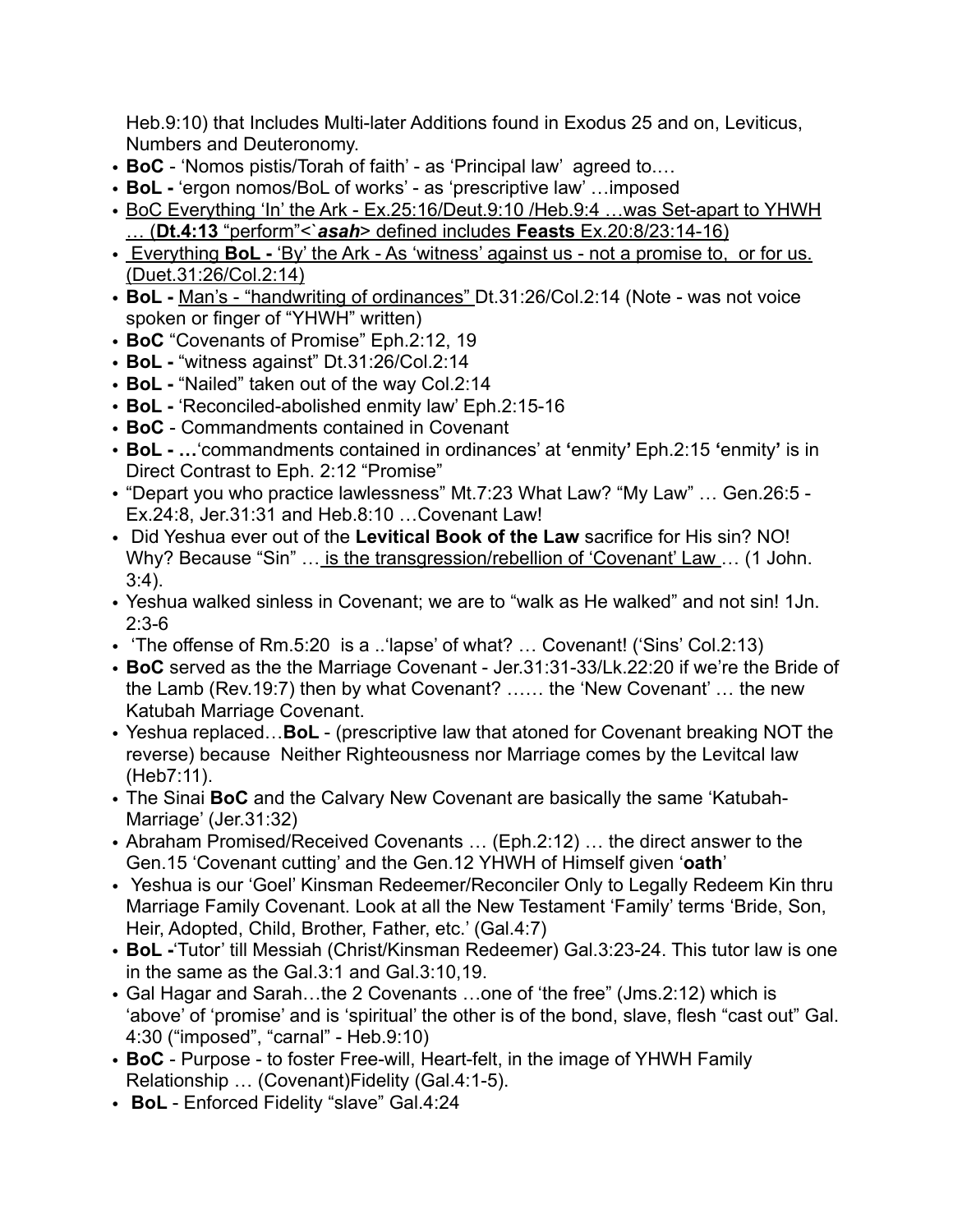Heb.9:10) that Includes Multi-later Additions found in Exodus 25 and on, Leviticus, Numbers and Deuteronomy.

- **BoC** - 'Nomos pistis/Torah of faith' - as 'Principal law' agreed to.…
- **BoL -** 'ergon nomos/BoL of works' - as 'prescriptive law' …imposed
- <u>BoC Everything 'In' the Ark - Ex.25:16/Deut.9:10 /Heb.9:4 …was Set-apart to YHWH … (**Dt.4:13** "perform"<`***asah***> defined includes **Feasts** Ex.20:8/23:14-16)</u>
- <u>Everything **BoL -** 'By' the Ark - As 'witness' against us - not a promise to, or for us. (Duet.31:26/Col.2:14)</u>
- **BoL -** <u>Man's - "handwriting of ordinances"</u> Dt.31:26/Col.2:14 (Note - was not voice spoken or finger of "YHWH" written)
- **BoC** "Covenants of Promise" Eph.2:12, 19
- **BoL -** "witness against" Dt.31:26/Col.2:14
- **BoL -** "Nailed" taken out of the way Col.2:14
- **BoL -** 'Reconciled-abolished enmity law' Eph.2:15-16
- **BoC** - Commandments contained in Covenant
- **BoL - …**'commandments contained in ordinances' at **'**enmity**'** Eph.2:15 **'**enmity**'** is in Direct Contrast to Eph. 2:12 "Promise"
- "Depart you who practice lawlessness" Mt.7:23 What Law? "My Law" … Gen.26:5 - Ex.24:8, Jer.31:31 and Heb.8:10 …Covenant Law!
- Did Yeshua ever out of the **Levitical Book of the Law** sacrifice for His sin? NO! Why? Because "Sin" … <u>is the transgression/rebellion of 'Covenant' Law</u> … (1 John. 3:4).
- Yeshua walked sinless in Covenant; we are to "walk as He walked" and not sin! 1Jn. 2:3-6
- 'The offense of Rm.5:20 is a ..'lapse' of what? … Covenant! ('Sins' Col.2:13)
- **BoC** served as the the Marriage Covenant - Jer.31:31-33/Lk.22:20 if we're the Bride of the Lamb (Rev.19:7) then by what Covenant? …… the 'New Covenant' … the new Katubah Marriage Covenant.
- Yeshua replaced…**BoL** - (prescriptive law that atoned for Covenant breaking NOT the reverse) because Neither Righteousness nor Marriage comes by the Levitcal law (Heb7:11).
- The Sinai **BoC** and the Calvary New Covenant are basically the same 'Katubah-Marriage' (Jer.31:32)
- Abraham Promised/Received Covenants … (Eph.2:12) … the direct answer to the Gen.15 'Covenant cutting' and the Gen.12 YHWH of Himself given '**oath**'
- Yeshua is our 'Goel' Kinsman Redeemer/Reconciler Only to Legally Redeem Kin thru Marriage Family Covenant. Look at all the New Testament 'Family' terms 'Bride, Son, Heir, Adopted, Child, Brother, Father, etc.' (Gal.4:7)
- **BoL -**'Tutor' till Messiah (Christ/Kinsman Redeemer) Gal.3:23-24. This tutor law is one in the same as the Gal.3:1 and Gal.3:10,19.
- Gal Hagar and Sarah…the 2 Covenants …one of 'the free" (Jms.2:12) which is 'above' of 'promise' and is 'spiritual' the other is of the bond, slave, flesh "cast out" Gal. 4:30 ("imposed", "carnal" - Heb.9:10)
- **BoC** - Purpose - to foster Free-will, Heart-felt, in the image of YHWH Family Relationship … (Covenant)Fidelity (Gal.4:1-5).
- **BoL** - Enforced Fidelity "slave" Gal.4:24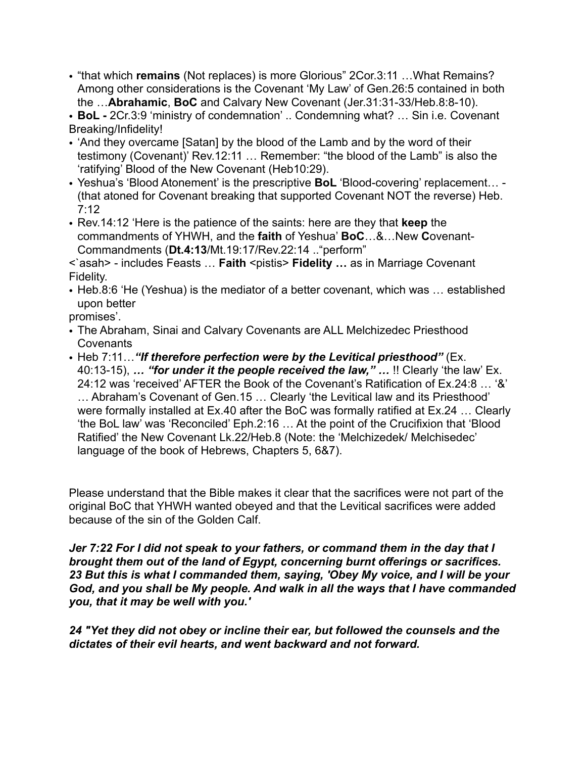- “that which **remains** (Not replaces) is more Glorious” 2Cor.3:11 …What Remains? Among other considerations is the Covenant ‘My Law’ of Gen.26:5 contained in both the …**Abrahamic**, **BoC** and Calvary New Covenant (Jer.31:31-33/Heb.8:8-10).
- **BoL -** 2Cr.3:9 ‘ministry of condemnation’ .. Condemning what? … Sin i.e. Covenant Breaking/Infidelity!
- ‘And they overcame [Satan] by the blood of the Lamb and by the word of their testimony (Covenant)’ Rev.12:11 … Remember: “the blood of the Lamb” is also the ‘ratifying’ Blood of the New Covenant (Heb10:29).
- Yeshua’s ‘Blood Atonement’ is the prescriptive **BoL** ‘Blood-covering’ replacement… - (that atoned for Covenant breaking that supported Covenant NOT the reverse) Heb. 7:12
- Rev.14:12 ‘Here is the patience of the saints: here are they that **keep** the commandments of YHWH, and the **faith** of Yeshua’ **BoC**…&…New **C**ovenant-Commandments (**Dt.4:13**/Mt.19:17/Rev.22:14 ..“perform”

<`asah> - includes Feasts … **Faith** <pistis> **Fidelity …** as in Marriage Covenant Fidelity.

- Heb.8:6 ‘He (Yeshua) is the mediator of a better covenant, which was … established upon better

promises’.

- The Abraham, Sinai and Calvary Covenants are ALL Melchizedec Priesthood Covenants
- Heb 7:11…***“If therefore perfection were by the Levitical priesthood”*** (Ex. 40:13-15), ***… “for under it the people received the law,” …*** !! Clearly ‘the law’ Ex. 24:12 was ‘received’ AFTER the Book of the Covenant’s Ratification of Ex.24:8 … ‘&’ … Abraham’s Covenant of Gen.15 … Clearly ‘the Levitical law and its Priesthood’ were formally installed at Ex.40 after the BoC was formally ratified at Ex.24 … Clearly ‘the BoL law’ was ‘Reconciled’ Eph.2:16 … At the point of the Crucifixion that ‘Blood Ratified’ the New Covenant Lk.22/Heb.8 (Note: the ‘Melchizedek/ Melchisedec’ language of the book of Hebrews, Chapters 5, 6&7).

Please understand that the Bible makes it clear that the sacrifices were not part of the original BoC that YHWH wanted obeyed and that the Levitical sacrifices were added because of the sin of the Golden Calf.

***Jer 7:22 For I did not speak to your fathers, or command them in the day that I brought them out of the land of Egypt, concerning burnt offerings or sacrifices. 23 But this is what I commanded them, saying, 'Obey My voice, and I will be your God, and you shall be My people. And walk in all the ways that I have commanded you, that it may be well with you.'***

***24 "Yet they did not obey or incline their ear, but followed the counsels and the dictates of their evil hearts, and went backward and not forward.***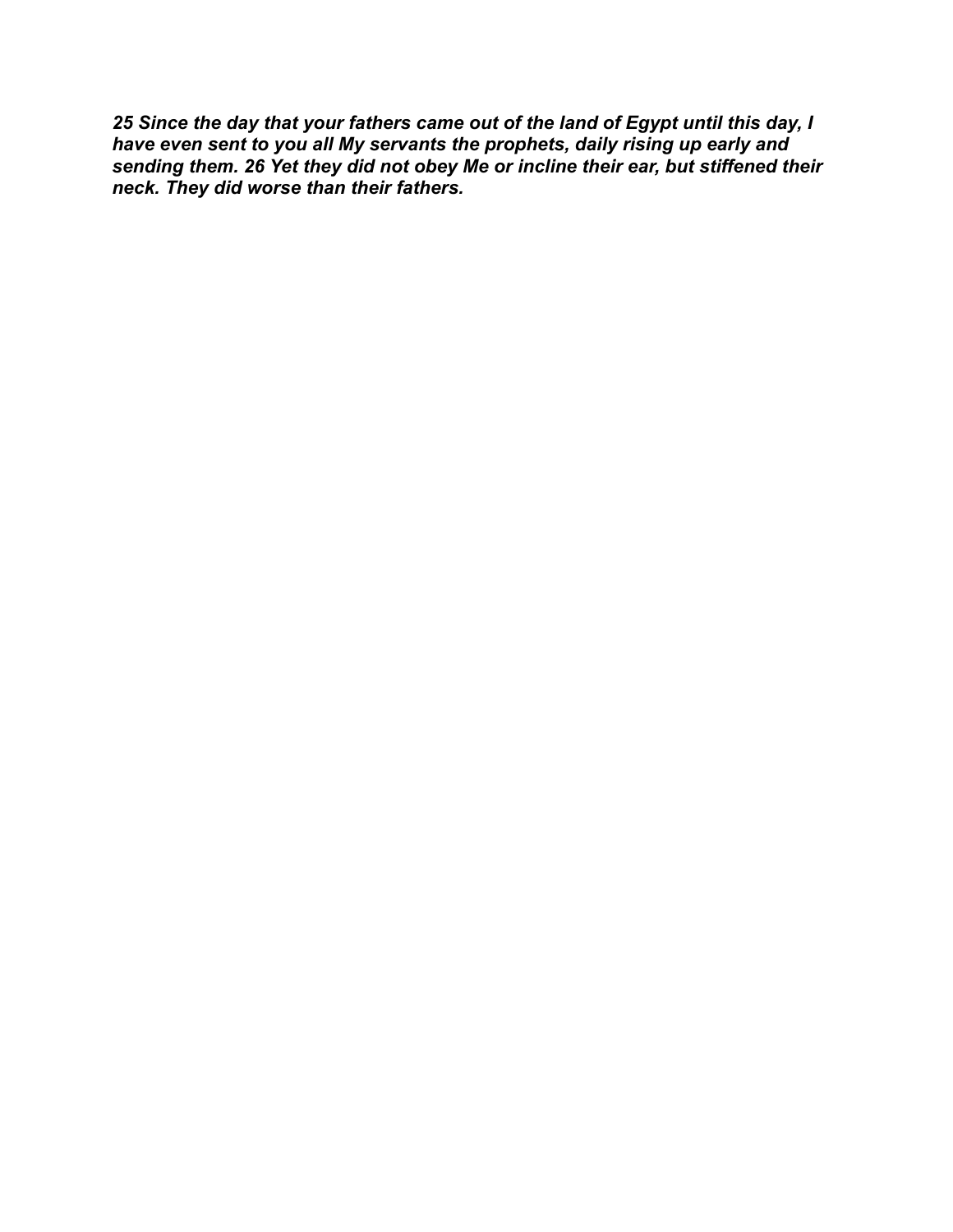***25 Since the day that your fathers came out of the land of Egypt until this day, I have even sent to you all My servants the prophets, daily rising up early and sending them. 26 Yet they did not obey Me or incline their ear, but stiffened their neck. They did worse than their fathers.***